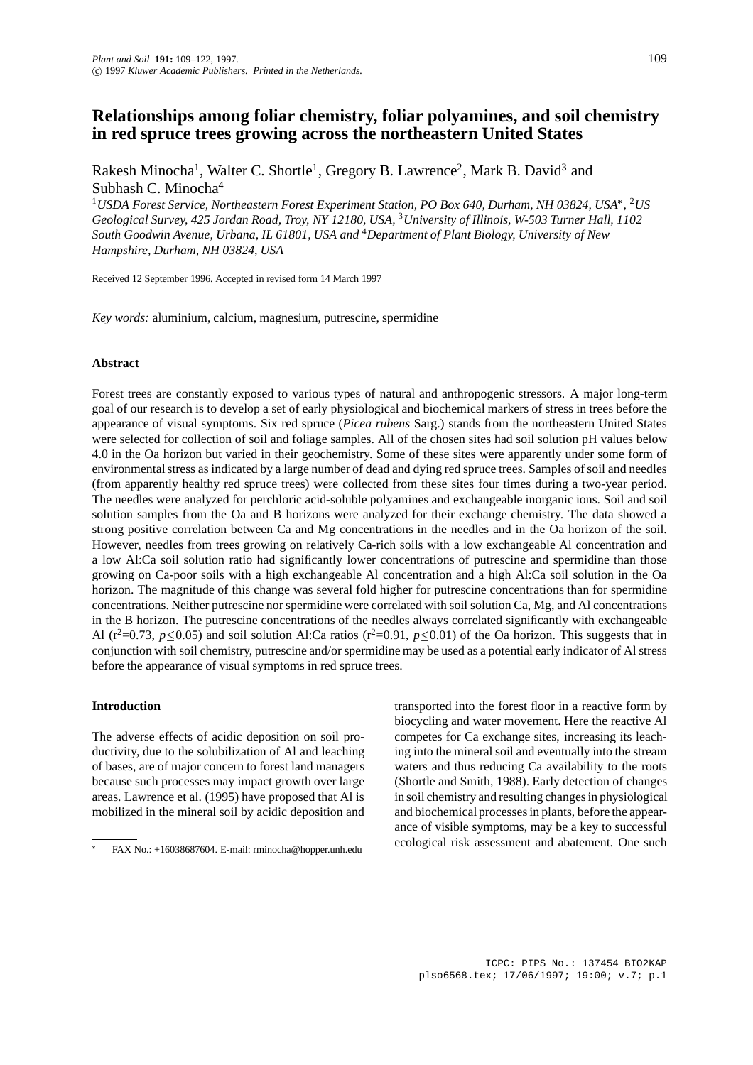# Relationships among foliar chemistry, foliar polyamines, and soil chemistry in red spruce trees growing across the northeastern United States

Rakesh Minocha[1], Walter C. Shortle[1], Gregory B. Lawrence[2], Mark B. David[3] and Subhash C. Minocha[4]

[1]*USDA Forest Service, Northeastern Forest Experiment Station, PO Box 640, Durham, NH 03824, USA*[*], [2]*US Geological Survey, 425 Jordan Road, Troy, NY 12180, USA,* [3]*University of Illinois, W-503 Turner Hall, 1102 South Goodwin Avenue, Urbana, IL 61801, USA and* [4]*Department of Plant Biology, University of New Hampshire, Durham, NH 03824, USA*

Received 12 September 1996. Accepted in revised form 14 March 1997

*Key words:* aluminium, calcium, magnesium, putrescine, spermidine

## Abstract

Forest trees are constantly exposed to various types of natural and anthropogenic stressors. A major long-term goal of our research is to develop a set of early physiological and biochemical markers of stress in trees before the appearance of visual symptoms. Six red spruce (*Picea rubens* Sarg.) stands from the northeastern United States were selected for collection of soil and foliage samples. All of the chosen sites had soil solution pH values below 4.0 in the Oa horizon but varied in their geochemistry. Some of these sites were apparently under some form of environmental stress as indicated by a large number of dead and dying red spruce trees. Samples of soil and needles (from apparently healthy red spruce trees) were collected from these sites four times during a two-year period. The needles were analyzed for perchloric acid-soluble polyamines and exchangeable inorganic ions. Soil and soil solution samples from the Oa and B horizons were analyzed for their exchange chemistry. The data showed a strong positive correlation between Ca and Mg concentrations in the needles and in the Oa horizon of the soil. However, needles from trees growing on relatively Ca-rich soils with a low exchangeable Al concentration and a low Al:Ca soil solution ratio had significantly lower concentrations of putrescine and spermidine than those growing on Ca-poor soils with a high exchangeable Al concentration and a high Al:Ca soil solution in the Oa horizon. The magnitude of this change was several fold higher for putrescine concentrations than for spermidine concentrations. Neither putrescine nor spermidine were correlated with soil solution Ca, Mg, and Al concentrations in the B horizon. The putrescine concentrations of the needles always correlated significantly with exchangeable Al ($r^2$=0.73, $p \leq 0.05$) and soil solution Al:Ca ratios ($r^2$=0.91, $p \leq 0.01$) of the Oa horizon. This suggests that in conjunction with soil chemistry, putrescine and/or spermidine may be used as a potential early indicator of Al stress before the appearance of visual symptoms in red spruce trees.

## Introduction

The adverse effects of acidic deposition on soil productivity, due to the solubilization of Al and leaching of bases, are of major concern to forest land managers because such processes may impact growth over large areas. Lawrence et al. (1995) have proposed that Al is mobilized in the mineral soil by acidic deposition and transported into the forest floor in a reactive form by biocycling and water movement. Here the reactive Al competes for Ca exchange sites, increasing its leaching into the mineral soil and eventually into the stream waters and thus reducing Ca availability to the roots (Shortle and Smith, 1988). Early detection of changes in soil chemistry and resulting changes in physiological and biochemical processes in plants, before the appearance of visible symptoms, may be a key to successful ecological risk assessment and abatement. One such

[*] FAX No.: +16038687604. E-mail: rminocha@hopper.unh.edu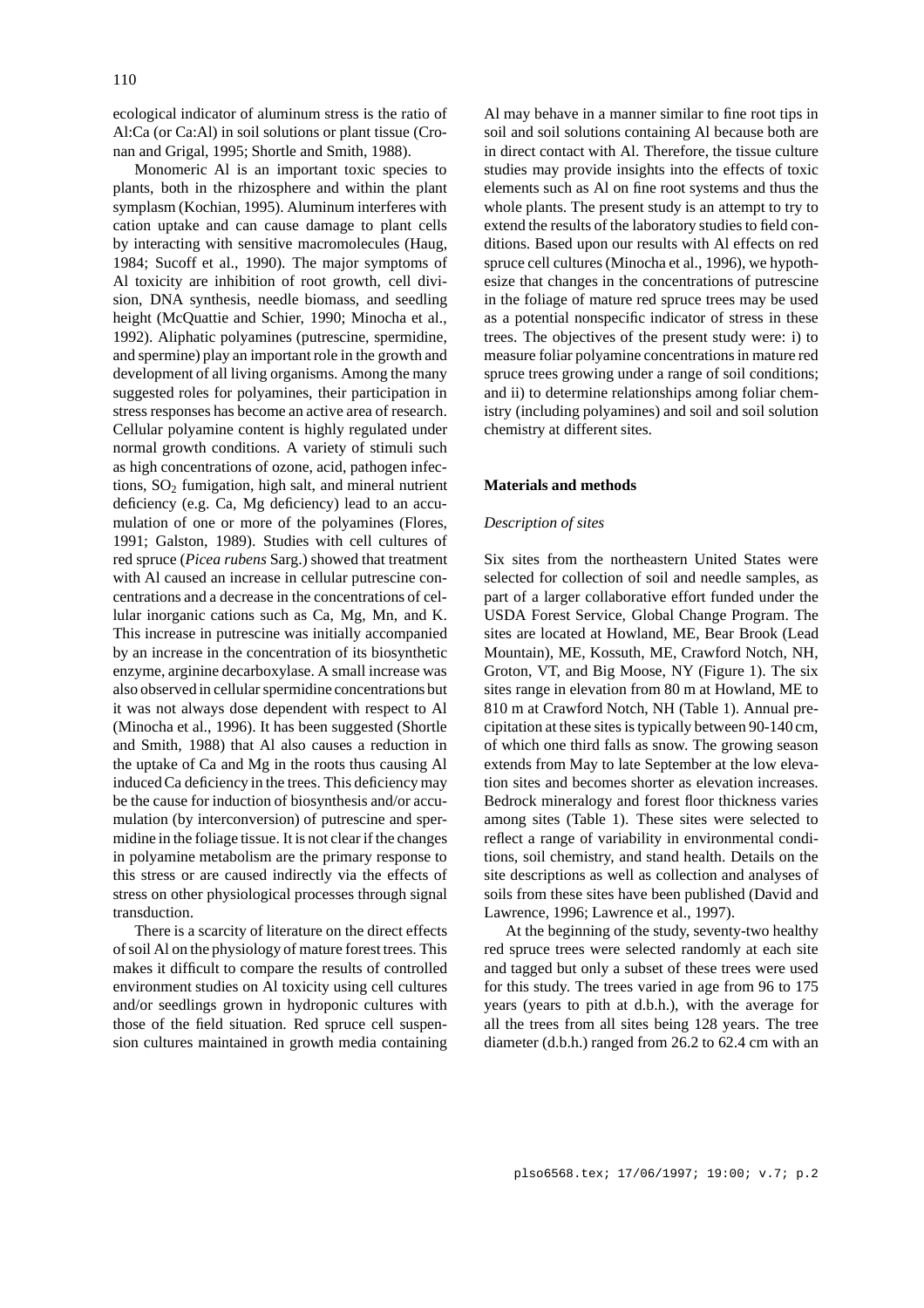ecological indicator of aluminum stress is the ratio of Al:Ca (or Ca:Al) in soil solutions or plant tissue (Cronan and Grigal, 1995; Shortle and Smith, 1988).

Monomeric Al is an important toxic species to plants, both in the rhizosphere and within the plant symplasm (Kochian, 1995). Aluminum interferes with cation uptake and can cause damage to plant cells by interacting with sensitive macromolecules (Haug, 1984; Sucoff et al., 1990). The major symptoms of Al toxicity are inhibition of root growth, cell division, DNA synthesis, needle biomass, and seedling height (McQuattie and Schier, 1990; Minocha et al., 1992). Aliphatic polyamines (putrescine, spermidine, and spermine) play an important role in the growth and development of all living organisms. Among the many suggested roles for polyamines, their participation in stress responses has become an active area of research. Cellular polyamine content is highly regulated under normal growth conditions. A variety of stimuli such as high concentrations of ozone, acid, pathogen infections, $SO_2$ fumigation, high salt, and mineral nutrient deficiency (e.g. Ca, Mg deficiency) lead to an accumulation of one or more of the polyamines (Flores, 1991; Galston, 1989). Studies with cell cultures of red spruce (*Picea rubens* Sarg.) showed that treatment with Al caused an increase in cellular putrescine concentrations and a decrease in the concentrations of cellular inorganic cations such as Ca, Mg, Mn, and K. This increase in putrescine was initially accompanied by an increase in the concentration of its biosynthetic enzyme, arginine decarboxylase. A small increase was also observed in cellular spermidine concentrations but it was not always dose dependent with respect to Al (Minocha et al., 1996). It has been suggested (Shortle and Smith, 1988) that Al also causes a reduction in the uptake of Ca and Mg in the roots thus causing Al induced Ca deficiency in the trees. This deficiency may be the cause for induction of biosynthesis and/or accumulation (by interconversion) of putrescine and spermidine in the foliage tissue. It is not clear if the changes in polyamine metabolism are the primary response to this stress or are caused indirectly via the effects of stress on other physiological processes through signal transduction.

There is a scarcity of literature on the direct effects of soil Al on the physiology of mature forest trees. This makes it difficult to compare the results of controlled environment studies on Al toxicity using cell cultures and/or seedlings grown in hydroponic cultures with those of the field situation. Red spruce cell suspension cultures maintained in growth media containing Al may behave in a manner similar to fine root tips in soil and soil solutions containing Al because both are in direct contact with Al. Therefore, the tissue culture studies may provide insights into the effects of toxic elements such as Al on fine root systems and thus the whole plants. The present study is an attempt to try to extend the results of the laboratory studies to field conditions. Based upon our results with Al effects on red spruce cell cultures (Minocha et al., 1996), we hypothesize that changes in the concentrations of putrescine in the foliage of mature red spruce trees may be used as a potential nonspecific indicator of stress in these trees. The objectives of the present study were: i) to measure foliar polyamine concentrations in mature red spruce trees growing under a range of soil conditions; and ii) to determine relationships among foliar chemistry (including polyamines) and soil and soil solution chemistry at different sites.

## Materials and methods

### *Description of sites*

Six sites from the northeastern United States were selected for collection of soil and needle samples, as part of a larger collaborative effort funded under the USDA Forest Service, Global Change Program. The sites are located at Howland, ME, Bear Brook (Lead Mountain), ME, Kossuth, ME, Crawford Notch, NH, Groton, VT, and Big Moose, NY (Figure 1). The six sites range in elevation from 80 m at Howland, ME to 810 m at Crawford Notch, NH (Table 1). Annual precipitation at these sites is typically between 90-140 cm, of which one third falls as snow. The growing season extends from May to late September at the low elevation sites and becomes shorter as elevation increases. Bedrock mineralogy and forest floor thickness varies among sites (Table 1). These sites were selected to reflect a range of variability in environmental conditions, soil chemistry, and stand health. Details on the site descriptions as well as collection and analyses of soils from these sites have been published (David and Lawrence, 1996; Lawrence et al., 1997).

At the beginning of the study, seventy-two healthy red spruce trees were selected randomly at each site and tagged but only a subset of these trees were used for this study. The trees varied in age from 96 to 175 years (years to pith at d.b.h.), with the average for all the trees from all sites being 128 years. The tree diameter (d.b.h.) ranged from 26.2 to 62.4 cm with an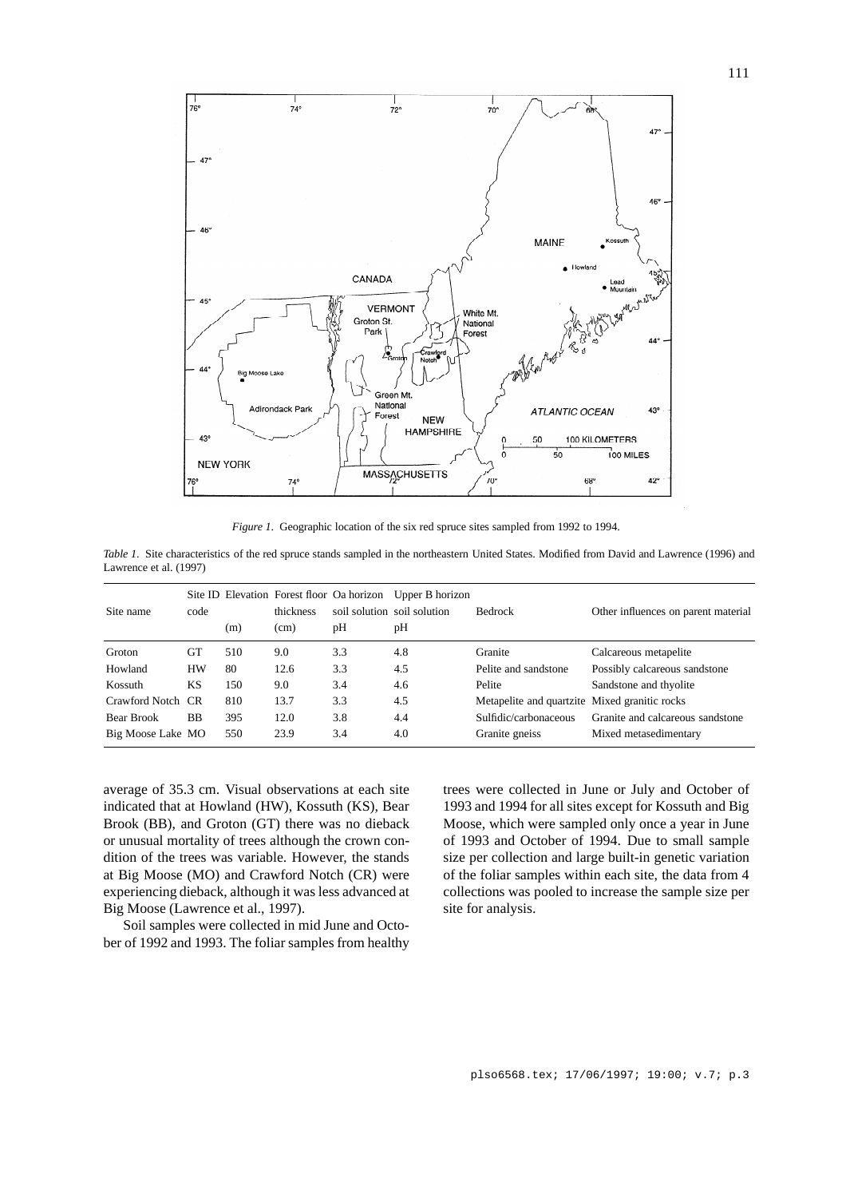*Figure 1.* Geographic location of the six red spruce sites sampled from 1992 to 1994.

*Table 1.* Site characteristics of the red spruce stands sampled in the northeastern United States. Modified from David and Lawrence (1996) and Lawrence et al. (1997)

| Site name | Site ID code | Elevation (m) | Forest floor thickness (cm) | Oa horizon soil solution pH | Upper B horizon soil solution pH | Bedrock | Other influences on parent material |
|---|---|---|---|---|---|---|---|
| Groton | GT | 510 | 9.0 | 3.3 | 4.8 | Granite | Calcareous metapelite |
| Howland | HW | 80 | 12.6 | 3.3 | 4.5 | Pelite and sandstone | Possibly calcareous sandstone |
| Kossuth | KS | 150 | 9.0 | 3.4 | 4.6 | Pelite | Sandstone and thyolite |
| Crawford Notch | CR | 810 | 13.7 | 3.3 | 4.5 | Metapelite and quartzite | Mixed granitic rocks |
| Bear Brook | BB | 395 | 12.0 | 3.8 | 4.4 | Sulfidic/carbonaceous | Granite and calcareous sandstone |
| Big Moose Lake | MO | 550 | 23.9 | 3.4 | 4.0 | Granite gneiss | Mixed metasedimentary |

average of 35.3 cm. Visual observations at each site indicated that at Howland (HW), Kossuth (KS), Bear Brook (BB), and Groton (GT) there was no dieback or unusual mortality of trees although the crown condition of the trees was variable. However, the stands at Big Moose (MO) and Crawford Notch (CR) were experiencing dieback, although it was less advanced at Big Moose (Lawrence et al., 1997).

Soil samples were collected in mid June and October of 1992 and 1993. The foliar samples from healthy trees were collected in June or July and October of 1993 and 1994 for all sites except for Kossuth and Big Moose, which were sampled only once a year in June of 1993 and October of 1994. Due to small sample size per collection and large built-in genetic variation of the foliar samples within each site, the data from 4 collections was pooled to increase the sample size per site for analysis.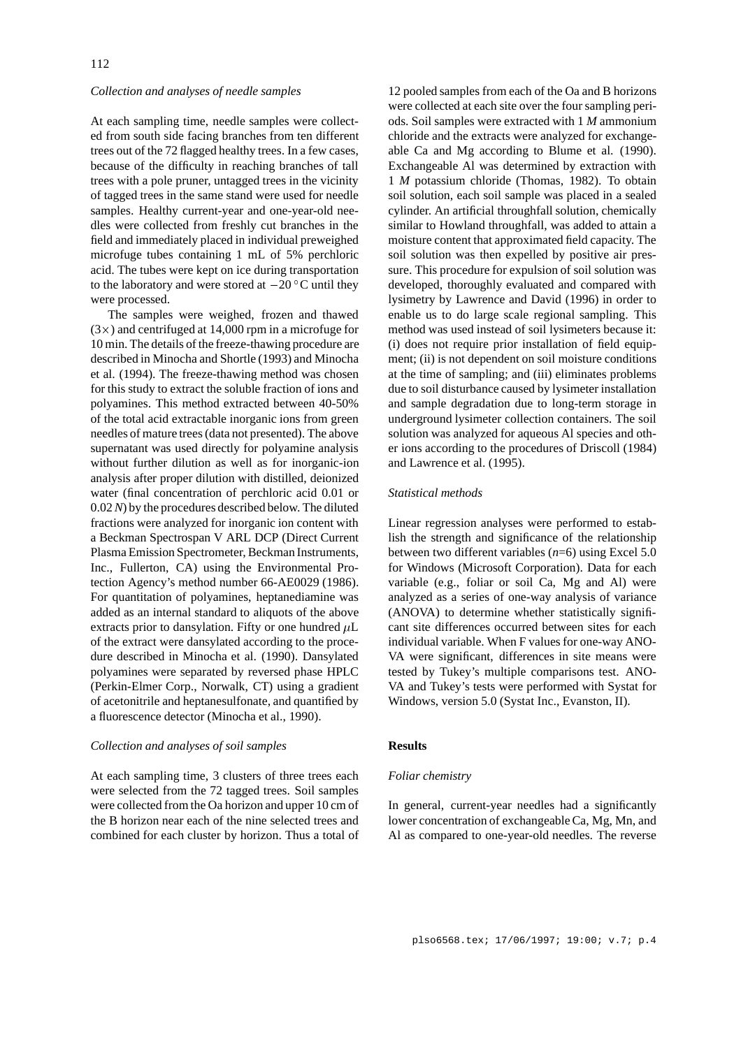### *Collection and analyses of needle samples*

At each sampling time, needle samples were collected from south side facing branches from ten different trees out of the 72 flagged healthy trees. In a few cases, because of the difficulty in reaching branches of tall trees with a pole pruner, untagged trees in the vicinity of tagged trees in the same stand were used for needle samples. Healthy current-year and one-year-old needles were collected from freshly cut branches in the field and immediately placed in individual preweighed microfuge tubes containing 1 mL of 5% perchloric acid. The tubes were kept on ice during transportation to the laboratory and were stored at $-20\,^{\circ}$C until they were processed.

The samples were weighed, frozen and thawed (3×) and centrifuged at 14,000 rpm in a microfuge for 10 min. The details of the freeze-thawing procedure are described in Minocha and Shortle (1993) and Minocha et al. (1994). The freeze-thawing method was chosen for this study to extract the soluble fraction of ions and polyamines. This method extracted between 40-50% of the total acid extractable inorganic ions from green needles of mature trees (data not presented). The above supernatant was used directly for polyamine analysis without further dilution as well as for inorganic-ion analysis after proper dilution with distilled, deionized water (final concentration of perchloric acid 0.01 or 0.02 *N*) by the procedures described below. The diluted fractions were analyzed for inorganic ion content with a Beckman Spectrospan V ARL DCP (Direct Current Plasma Emission Spectrometer, Beckman Instruments, Inc., Fullerton, CA) using the Environmental Protection Agency's method number 66-AE0029 (1986). For quantitation of polyamines, heptanediamine was added as an internal standard to aliquots of the above extracts prior to dansylation. Fifty or one hundred $\mu$L of the extract were dansylated according to the procedure described in Minocha et al. (1990). Dansylated polyamines were separated by reversed phase HPLC (Perkin-Elmer Corp., Norwalk, CT) using a gradient of acetonitrile and heptanesulfonate, and quantified by a fluorescence detector (Minocha et al., 1990).

### *Collection and analyses of soil samples*

At each sampling time, 3 clusters of three trees each were selected from the 72 tagged trees. Soil samples were collected from the Oa horizon and upper 10 cm of the B horizon near each of the nine selected trees and combined for each cluster by horizon. Thus a total of 12 pooled samples from each of the Oa and B horizons were collected at each site over the four sampling periods. Soil samples were extracted with 1 *M* ammonium chloride and the extracts were analyzed for exchangeable Ca and Mg according to Blume et al. (1990). Exchangeable Al was determined by extraction with 1 *M* potassium chloride (Thomas, 1982). To obtain soil solution, each soil sample was placed in a sealed cylinder. An artificial throughfall solution, chemically similar to Howland throughfall, was added to attain a moisture content that approximated field capacity. The soil solution was then expelled by positive air pressure. This procedure for expulsion of soil solution was developed, thoroughly evaluated and compared with lysimetry by Lawrence and David (1996) in order to enable us to do large scale regional sampling. This method was used instead of soil lysimeters because it: (i) does not require prior installation of field equipment; (ii) is not dependent on soil moisture conditions at the time of sampling; and (iii) eliminates problems due to soil disturbance caused by lysimeter installation and sample degradation due to long-term storage in underground lysimeter collection containers. The soil solution was analyzed for aqueous Al species and other ions according to the procedures of Driscoll (1984) and Lawrence et al. (1995).

### *Statistical methods*

Linear regression analyses were performed to establish the strength and significance of the relationship between two different variables ($n$=6) using Excel 5.0 for Windows (Microsoft Corporation). Data for each variable (e.g., foliar or soil Ca, Mg and Al) were analyzed as a series of one-way analysis of variance (ANOVA) to determine whether statistically significant site differences occurred between sites for each individual variable. When F values for one-way ANOVA were significant, differences in site means were tested by Tukey's multiple comparisons test. ANOVA and Tukey's tests were performed with Systat for Windows, version 5.0 (Systat Inc., Evanston, II).

## Results

### *Foliar chemistry*

In general, current-year needles had a significantly lower concentration of exchangeable Ca, Mg, Mn, and Al as compared to one-year-old needles. The reverse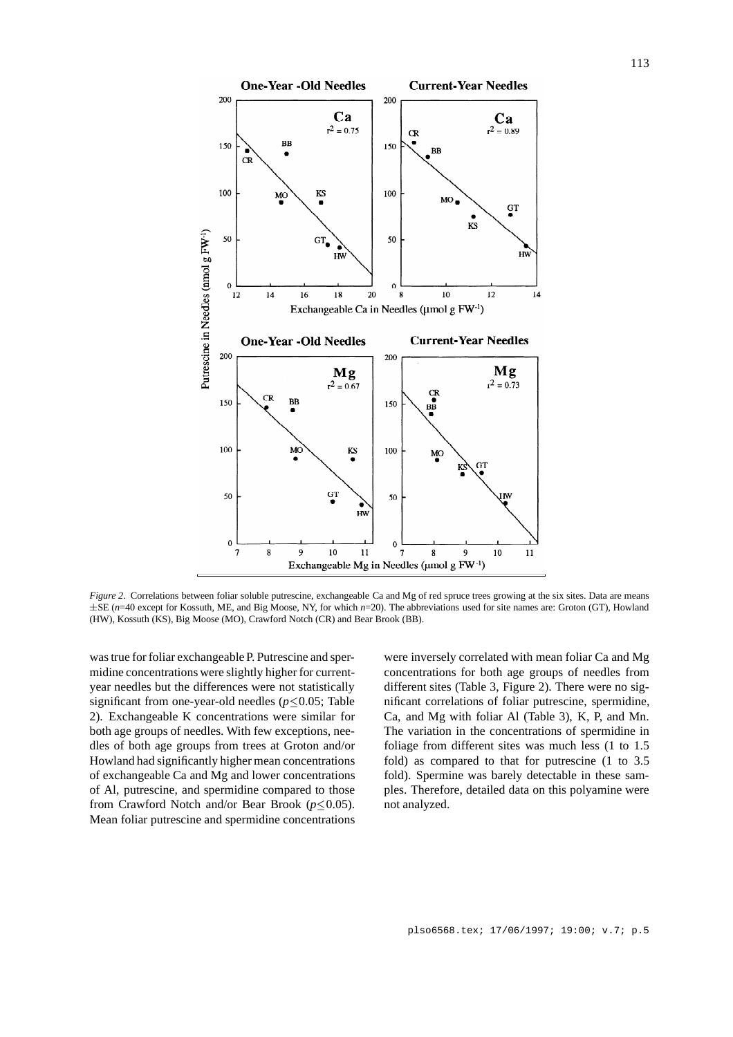*Figure 2*. Correlations between foliar soluble putrescine, exchangeable Ca and Mg of red spruce trees growing at the six sites. Data are means ±SE ($n$=40 except for Kossuth, ME, and Big Moose, NY, for which $n$=20). The abbreviations used for site names are: Groton (GT), Howland (HW), Kossuth (KS), Big Moose (MO), Crawford Notch (CR) and Bear Brook (BB).

was true for foliar exchangeable P. Putrescine and spermidine concentrations were slightly higher for current-year needles but the differences were not statistically significant from one-year-old needles ($p \leq 0.05$; Table 2). Exchangeable K concentrations were similar for both age groups of needles. With few exceptions, needles of both age groups from trees at Groton and/or Howland had significantly higher mean concentrations of exchangeable Ca and Mg and lower concentrations of Al, putrescine, and spermidine compared to those from Crawford Notch and/or Bear Brook ($p \leq 0.05$). Mean foliar putrescine and spermidine concentrations were inversely correlated with mean foliar Ca and Mg concentrations for both age groups of needles from different sites (Table 3, Figure 2). There were no significant correlations of foliar putrescine, spermidine, Ca, and Mg with foliar Al (Table 3), K, P, and Mn. The variation in the concentrations of spermidine in foliage from different sites was much less (1 to 1.5 fold) as compared to that for putrescine (1 to 3.5 fold). Spermine was barely detectable in these samples. Therefore, detailed data on this polyamine were not analyzed.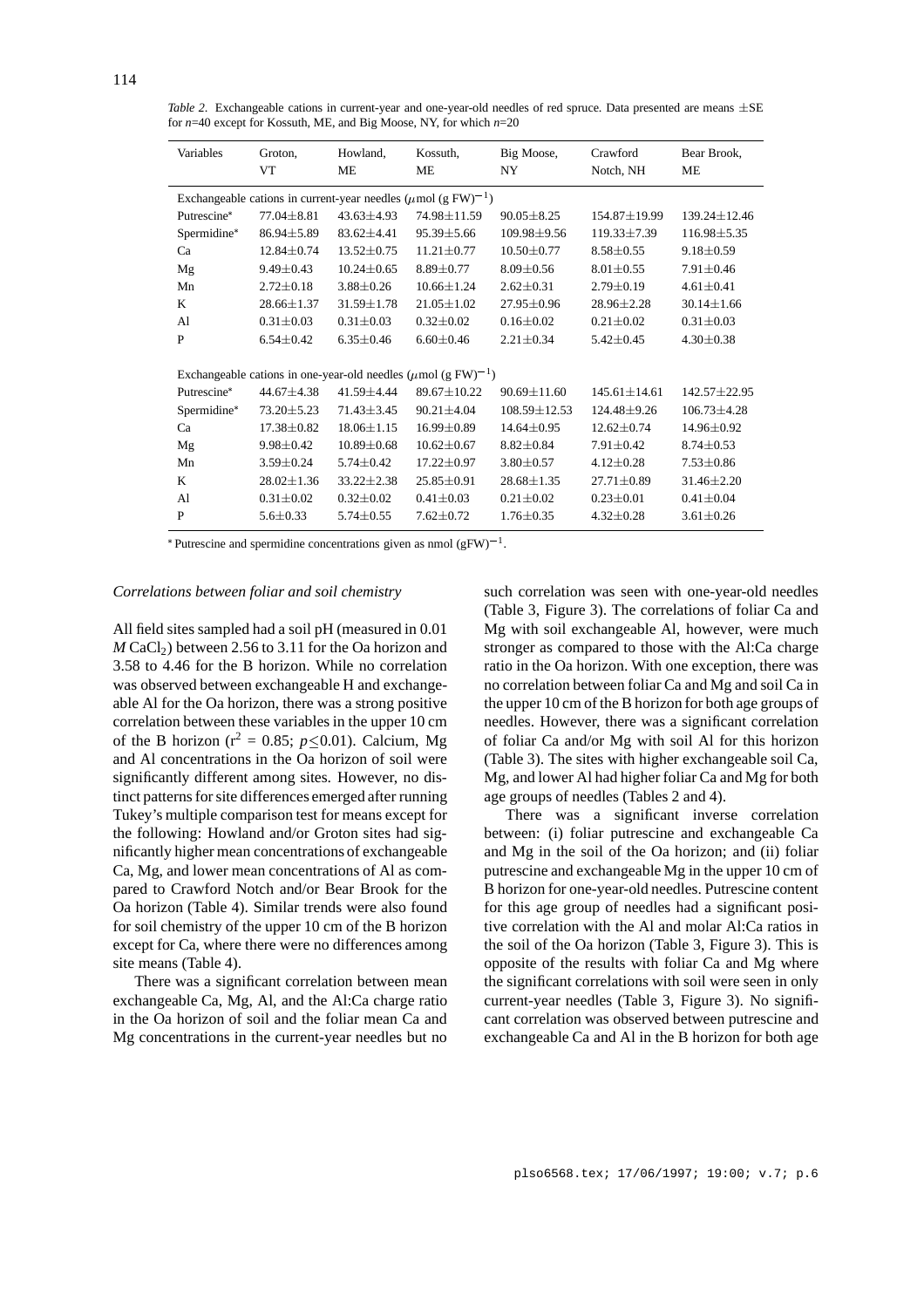*Table 2.* Exchangeable cations in current-year and one-year-old needles of red spruce. Data presented are means ±SE for $n$=40 except for Kossuth, ME, and Big Moose, NY, for which $n$=20

| Variables | Groton, VT | Howland, ME | Kossuth, ME | Big Moose, NY | Crawford Notch, NH | Bear Brook, ME |
|---|---|---|---|---|---|---|
| Exchangeable cations in current-year needles ($\mu$mol (g FW)$^{-1}$) | | | | | | |
| Putrescine* | 77.04±8.81 | 43.63±4.93 | 74.98±11.59 | 90.05±8.25 | 154.87±19.99 | 139.24±12.46 |
| Spermidine* | 86.94±5.89 | 83.62±4.41 | 95.39±5.66 | 109.98±9.56 | 119.33±7.39 | 116.98±5.35 |
| Ca | 12.84±0.74 | 13.52±0.75 | 11.21±0.77 | 10.50±0.77 | 8.58±0.55 | 9.18±0.59 |
| Mg | 9.49±0.43 | 10.24±0.65 | 8.89±0.77 | 8.09±0.56 | 8.01±0.55 | 7.91±0.46 |
| Mn | 2.72±0.18 | 3.88±0.26 | 10.66±1.24 | 2.62±0.31 | 2.79±0.19 | 4.61±0.41 |
| K | 28.66±1.37 | 31.59±1.78 | 21.05±1.02 | 27.95±0.96 | 28.96±2.28 | 30.14±1.66 |
| Al | 0.31±0.03 | 0.31±0.03 | 0.32±0.02 | 0.16±0.02 | 0.21±0.02 | 0.31±0.03 |
| P | 6.54±0.42 | 6.35±0.46 | 6.60±0.46 | 2.21±0.34 | 5.42±0.45 | 4.30±0.38 |
| Exchangeable cations in one-year-old needles ($\mu$mol (g FW)$^{-1}$) | | | | | | |
| Putrescine* | 44.67±4.38 | 41.59±4.44 | 89.67±10.22 | 90.69±11.60 | 145.61±14.61 | 142.57±22.95 |
| Spermidine* | 73.20±5.23 | 71.43±3.45 | 90.21±4.04 | 108.59±12.53 | 124.48±9.26 | 106.73±4.28 |
| Ca | 17.38±0.82 | 18.06±1.15 | 16.99±0.89 | 14.64±0.95 | 12.62±0.74 | 14.96±0.92 |
| Mg | 9.98±0.42 | 10.89±0.68 | 10.62±0.67 | 8.82±0.84 | 7.91±0.42 | 8.74±0.53 |
| Mn | 3.59±0.24 | 5.74±0.42 | 17.22±0.97 | 3.80±0.57 | 4.12±0.28 | 7.53±0.86 |
| K | 28.02±1.36 | 33.22±2.38 | 25.85±0.91 | 28.68±1.35 | 27.71±0.89 | 31.46±2.20 |
| Al | 0.31±0.02 | 0.32±0.02 | 0.41±0.03 | 0.21±0.02 | 0.23±0.01 | 0.41±0.04 |
| P | 5.6±0.33 | 5.74±0.55 | 7.62±0.72 | 1.76±0.35 | 4.32±0.28 | 3.61±0.26 |

* Putrescine and spermidine concentrations given as nmol (gFW)$^{-1}$.

*Correlations between foliar and soil chemistry*

All field sites sampled had a soil pH (measured in 0.01 *M* $CaCl_2$) between 2.56 to 3.11 for the Oa horizon and 3.58 to 4.46 for the B horizon. While no correlation was observed between exchangeable H and exchangeable Al for the Oa horizon, there was a strong positive correlation between these variables in the upper 10 cm of the B horizon ($r^2$ = 0.85; $p \leq 0.01$). Calcium, Mg and Al concentrations in the Oa horizon of soil were significantly different among sites. However, no distinct patterns for site differences emerged after running Tukey's multiple comparison test for means except for the following: Howland and/or Groton sites had significantly higher mean concentrations of exchangeable Ca, Mg, and lower mean concentrations of Al as compared to Crawford Notch and/or Bear Brook for the Oa horizon (Table 4). Similar trends were also found for soil chemistry of the upper 10 cm of the B horizon except for Ca, where there were no differences among site means (Table 4).

There was a significant correlation between mean exchangeable Ca, Mg, Al, and the Al:Ca charge ratio in the Oa horizon of soil and the foliar mean Ca and Mg concentrations in the current-year needles but no such correlation was seen with one-year-old needles (Table 3, Figure 3). The correlations of foliar Ca and Mg with soil exchangeable Al, however, were much stronger as compared to those with the Al:Ca charge ratio in the Oa horizon. With one exception, there was no correlation between foliar Ca and Mg and soil Ca in the upper 10 cm of the B horizon for both age groups of needles. However, there was a significant correlation of foliar Ca and/or Mg with soil Al for this horizon (Table 3). The sites with higher exchangeable soil Ca, Mg, and lower Al had higher foliar Ca and Mg for both age groups of needles (Tables 2 and 4).

There was a significant inverse correlation between: (i) foliar putrescine and exchangeable Ca and Mg in the soil of the Oa horizon; and (ii) foliar putrescine and exchangeable Mg in the upper 10 cm of B horizon for one-year-old needles. Putrescine content for this age group of needles had a significant positive correlation with the Al and molar Al:Ca ratios in the soil of the Oa horizon (Table 3, Figure 3). This is opposite of the results with foliar Ca and Mg where the significant correlations with soil were seen in only current-year needles (Table 3, Figure 3). No significant correlation was observed between putrescine and exchangeable Ca and Al in the B horizon for both age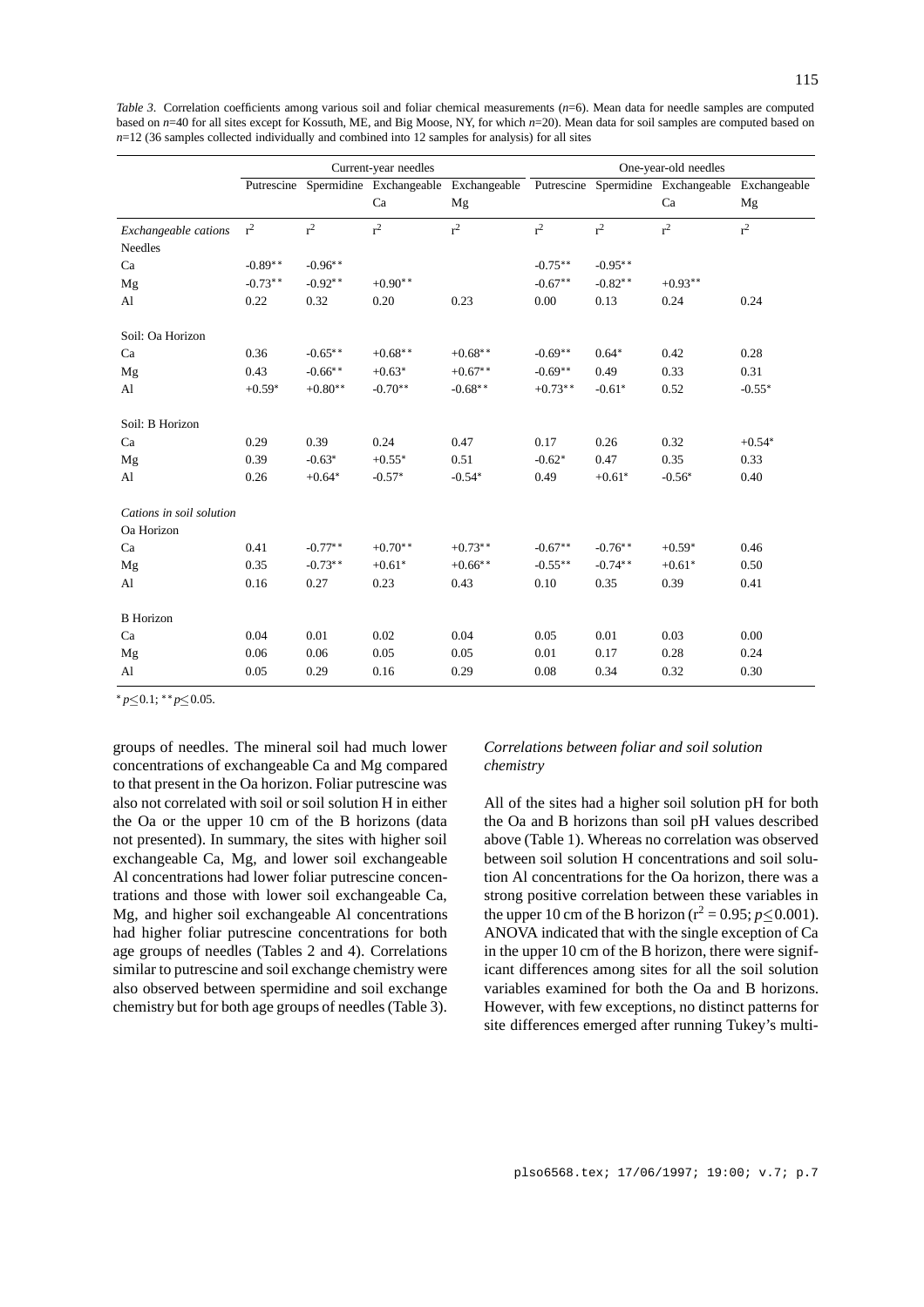*Table 3*. Correlation coefficients among various soil and foliar chemical measurements ($n$=6). Mean data for needle samples are computed based on $n$=40 for all sites except for Kossuth, ME, and Big Moose, NY, for which $n$=20). Mean data for soil samples are computed based on $n$=12 (36 samples collected individually and combined into 12 samples for analysis) for all sites

| | Current-year needles | | | | One-year-old needles | | | |
|---|---|---|---|---|---|---|---|---|
| | Putrescine | Spermidine | Exchangeable Ca | Exchangeable Mg | Putrescine | Spermidine | Exchangeable Ca | Exchangeable Mg |
| *Exchangeable cations* | $r^2$ | $r^2$ | $r^2$ | $r^2$ | $r^2$ | $r^2$ | $r^2$ | $r^2$ |
| Needles | | | | | | | | |
| Ca | -0.89** | -0.96** | | | -0.75** | -0.95** | | |
| Mg | -0.73** | -0.92** | +0.90** | | -0.67** | -0.82** | +0.93** | |
| Al | 0.22 | 0.32 | 0.20 | 0.23 | 0.00 | 0.13 | 0.24 | 0.24 |
| Soil: Oa Horizon | | | | | | | | |
| Ca | 0.36 | -0.65** | +0.68** | +0.68** | -0.69** | 0.64* | 0.42 | 0.28 |
| Mg | 0.43 | -0.66** | +0.63* | +0.67** | -0.69** | 0.49 | 0.33 | 0.31 |
| Al | +0.59* | +0.80** | -0.70** | -0.68** | +0.73** | -0.61* | 0.52 | -0.55* |
| Soil: B Horizon | | | | | | | | |
| Ca | 0.29 | 0.39 | 0.24 | 0.47 | 0.17 | 0.26 | 0.32 | +0.54* |
| Mg | 0.39 | -0.63* | +0.55* | 0.51 | -0.62* | 0.47 | 0.35 | 0.33 |
| Al | 0.26 | +0.64* | -0.57* | -0.54* | 0.49 | +0.61* | -0.56* | 0.40 |
| *Cations in soil solution* | | | | | | | | |
| Oa Horizon | | | | | | | | |
| Ca | 0.41 | -0.77** | +0.70** | +0.73** | -0.67** | -0.76** | +0.59* | 0.46 |
| Mg | 0.35 | -0.73** | +0.61* | +0.66** | -0.55** | -0.74** | +0.61* | 0.50 |
| Al | 0.16 | 0.27 | 0.23 | 0.43 | 0.10 | 0.35 | 0.39 | 0.41 |
| B Horizon | | | | | | | | |
| Ca | 0.04 | 0.01 | 0.02 | 0.04 | 0.05 | 0.01 | 0.03 | 0.00 |
| Mg | 0.06 | 0.06 | 0.05 | 0.05 | 0.01 | 0.17 | 0.28 | 0.24 |
| Al | 0.05 | 0.29 | 0.16 | 0.29 | 0.08 | 0.34 | 0.32 | 0.30 |

*$p \leq 0.1$; **$p \leq 0.05$.

groups of needles. The mineral soil had much lower concentrations of exchangeable Ca and Mg compared to that present in the Oa horizon. Foliar putrescine was also not correlated with soil or soil solution H in either the Oa or the upper 10 cm of the B horizons (data not presented). In summary, the sites with higher soil exchangeable Ca, Mg, and lower soil exchangeable Al concentrations had lower foliar putrescine concentrations and those with lower soil exchangeable Ca, Mg, and higher soil exchangeable Al concentrations had higher foliar putrescine concentrations for both age groups of needles (Tables 2 and 4). Correlations similar to putrescine and soil exchange chemistry were also observed between spermidine and soil exchange chemistry but for both age groups of needles (Table 3).

### *Correlations between foliar and soil solution chemistry*

All of the sites had a higher soil solution pH for both the Oa and B horizons than soil pH values described above (Table 1). Whereas no correlation was observed between soil solution H concentrations and soil solution Al concentrations for the Oa horizon, there was a strong positive correlation between these variables in the upper 10 cm of the B horizon ($r^2 = 0.95$; $p \leq 0.001$). ANOVA indicated that with the single exception of Ca in the upper 10 cm of the B horizon, there were significant differences among sites for all the soil solution variables examined for both the Oa and B horizons. However, with few exceptions, no distinct patterns for site differences emerged after running Tukey's multi-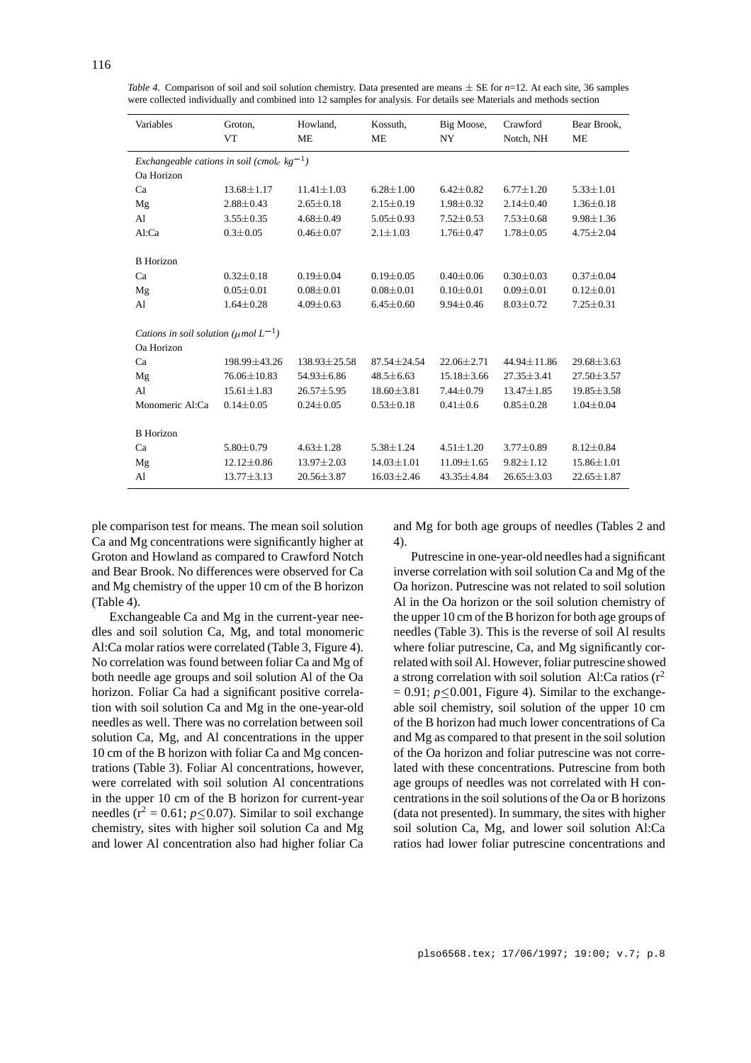*Table 4*. Comparison of soil and soil solution chemistry. Data presented are means ± SE for *n*=12. At each site, 36 samples were collected individually and combined into 12 samples for analysis. For details see Materials and methods section

| Variables | Groton, VT | Howland, ME | Kossuth, ME | Big Moose, NY | Crawford Notch, NH | Bear Brook, ME |
|---|---|---|---|---|---|---|
| *Exchangeable cations in soil (cmol$_c$ kg$^{-1}$)* | | | | | | |
| Oa Horizon | | | | | | |
| Ca | 13.68±1.17 | 11.41±1.03 | 6.28±1.00 | 6.42±0.82 | 6.77±1.20 | 5.33±1.01 |
| Mg | 2.88±0.43 | 2.65±0.18 | 2.15±0.19 | 1.98±0.32 | 2.14±0.40 | 1.36±0.18 |
| Al | 3.55±0.35 | 4.68±0.49 | 5.05±0.93 | 7.52±0.53 | 7.53±0.68 | 9.98±1.36 |
| Al:Ca | 0.3±0.05 | 0.46±0.07 | 2.1±1.03 | 1.76±0.47 | 1.78±0.05 | 4.75±2.04 |
| B Horizon | | | | | | |
| Ca | 0.32±0.18 | 0.19±0.04 | 0.19±0.05 | 0.40±0.06 | 0.30±0.03 | 0.37±0.04 |
| Mg | 0.05±0.01 | 0.08±0.01 | 0.08±0.01 | 0.10±0.01 | 0.09±0.01 | 0.12±0.01 |
| Al | 1.64±0.28 | 4.09±0.63 | 6.45±0.60 | 9.94±0.46 | 8.03±0.72 | 7.25±0.31 |
| *Cations in soil solution (μmol L$^{-1}$)* | | | | | | |
| Oa Horizon | | | | | | |
| Ca | 198.99±43.26 | 138.93±25.58 | 87.54±24.54 | 22.06±2.71 | 44.94±11.86 | 29.68±3.63 |
| Mg | 76.06±10.83 | 54.93±6.86 | 48.5±6.63 | 15.18±3.66 | 27.35±3.41 | 27.50±3.57 |
| Al | 15.61±1.83 | 26.57±5.95 | 18.60±3.81 | 7.44±0.79 | 13.47±1.85 | 19.85±3.58 |
| Monomeric Al:Ca | 0.14±0.05 | 0.24±0.05 | 0.53±0.18 | 0.41±0.6 | 0.85±0.28 | 1.04±0.04 |
| B Horizon | | | | | | |
| Ca | 5.80±0.79 | 4.63±1.28 | 5.38±1.24 | 4.51±1.20 | 3.77±0.89 | 8.12±0.84 |
| Mg | 12.12±0.86 | 13.97±2.03 | 14.03±1.01 | 11.09±1.65 | 9.82±1.12 | 15.86±1.01 |
| Al | 13.77±3.13 | 20.56±3.87 | 16.03±2.46 | 43.35±4.84 | 26.65±3.03 | 22.65±1.87 |

ple comparison test for means. The mean soil solution Ca and Mg concentrations were significantly higher at Groton and Howland as compared to Crawford Notch and Bear Brook. No differences were observed for Ca and Mg chemistry of the upper 10 cm of the B horizon (Table 4).

Exchangeable Ca and Mg in the current-year needles and soil solution Ca, Mg, and total monomeric Al:Ca molar ratios were correlated (Table 3, Figure 4). No correlation was found between foliar Ca and Mg of both needle age groups and soil solution Al of the Oa horizon. Foliar Ca had a significant positive correlation with soil solution Ca and Mg in the one-year-old needles as well. There was no correlation between soil solution Ca, Mg, and Al concentrations in the upper 10 cm of the B horizon with foliar Ca and Mg concentrations (Table 3). Foliar Al concentrations, however, were correlated with soil solution Al concentrations in the upper 10 cm of the B horizon for current-year needles ($r^2$ = 0.61; $p \leq 0.07$). Similar to soil exchange chemistry, sites with higher soil solution Ca and Mg and lower Al concentration also had higher foliar Ca and Mg for both age groups of needles (Tables 2 and 4).

Putrescine in one-year-old needles had a significant inverse correlation with soil solution Ca and Mg of the Oa horizon. Putrescine was not related to soil solution Al in the Oa horizon or the soil solution chemistry of the upper 10 cm of the B horizon for both age groups of needles (Table 3). This is the reverse of soil Al results where foliar putrescine, Ca, and Mg significantly correlated with soil Al. However, foliar putrescine showed a strong correlation with soil solution Al:Ca ratios ($r^2$ = 0.91; $p \leq 0.001$, Figure 4). Similar to the exchangeable soil chemistry, soil solution of the upper 10 cm of the B horizon had much lower concentrations of Ca and Mg as compared to that present in the soil solution of the Oa horizon and foliar putrescine was not correlated with these concentrations. Putrescine from both age groups of needles was not correlated with H concentrations in the soil solutions of the Oa or B horizons (data not presented). In summary, the sites with higher soil solution Ca, Mg, and lower soil solution Al:Ca ratios had lower foliar putrescine concentrations and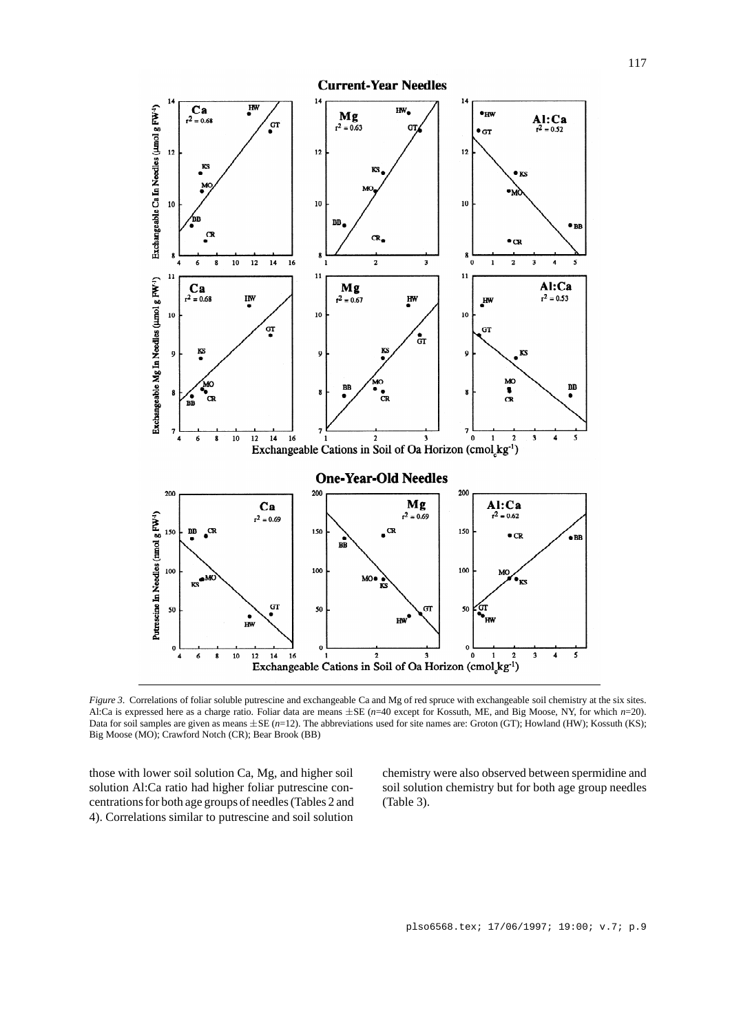*Figure 3*. Correlations of foliar soluble putrescine and exchangeable Ca and Mg of red spruce with exchangeable soil chemistry at the six sites. Al:Ca is expressed here as a charge ratio. Foliar data are means $\pm$SE ($n$=40 except for Kossuth, ME, and Big Moose, NY, for which $n$=20). Data for soil samples are given as means $\pm$SE ($n$=12). The abbreviations used for site names are: Groton (GT); Howland (HW); Kossuth (KS); Big Moose (MO); Crawford Notch (CR); Bear Brook (BB)

those with lower soil solution Ca, Mg, and higher soil solution Al:Ca ratio had higher foliar putrescine concentrations for both age groups of needles (Tables 2 and 4). Correlations similar to putrescine and soil solution chemistry were also observed between spermidine and soil solution chemistry but for both age group needles (Table 3).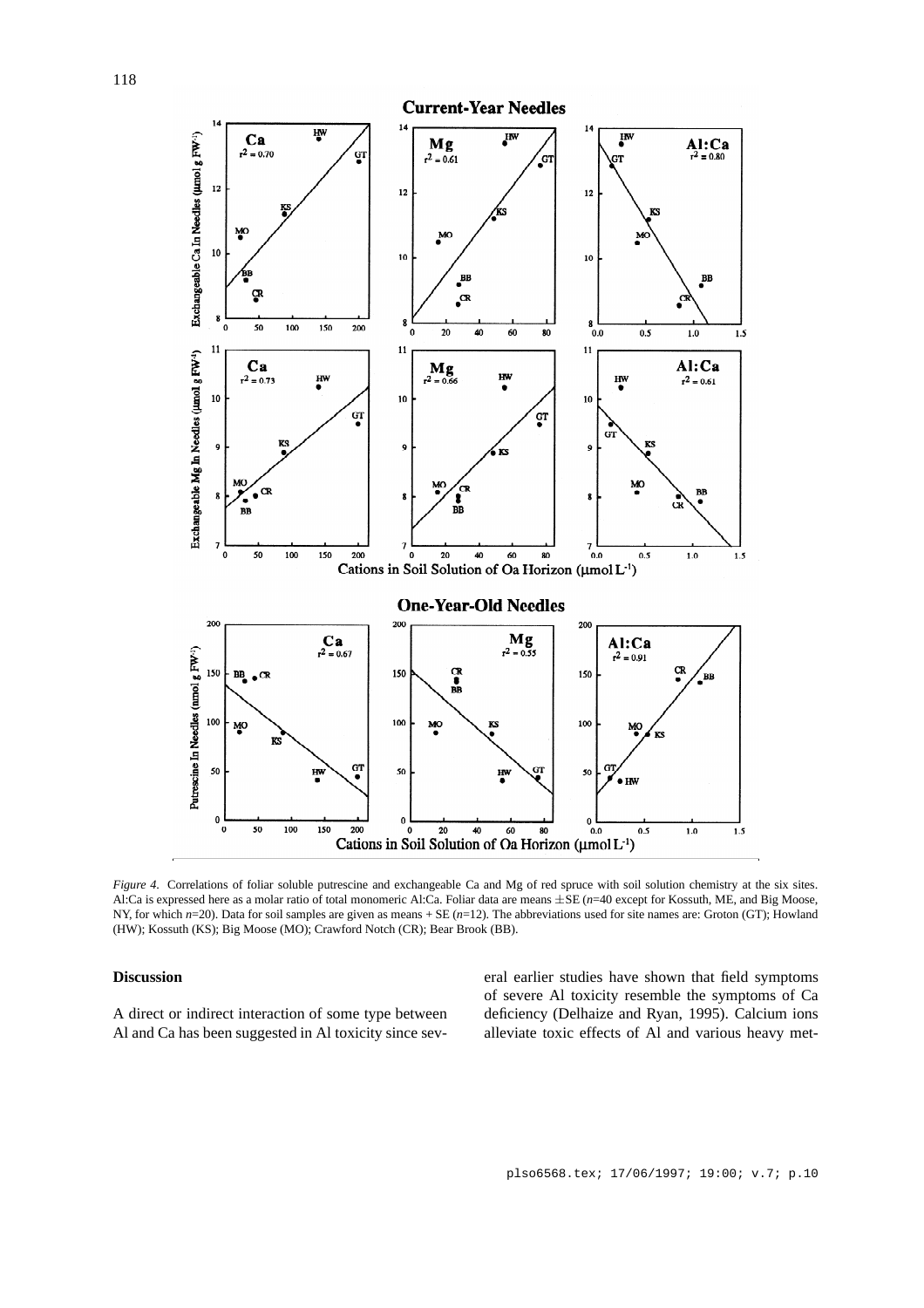*Figure 4.* Correlations of foliar soluble putrescine and exchangeable Ca and Mg of red spruce with soil solution chemistry at the six sites. Al:Ca is expressed here as a molar ratio of total monomeric Al:Ca. Foliar data are means ±SE ($n$=40 except for Kossuth, ME, and Big Moose, NY, for which $n$=20). Data for soil samples are given as means + SE ($n$=12). The abbreviations used for site names are: Groton (GT); Howland (HW); Kossuth (KS); Big Moose (MO); Crawford Notch (CR); Bear Brook (BB).

## Discussion

A direct or indirect interaction of some type between Al and Ca has been suggested in Al toxicity since several earlier studies have shown that field symptoms of severe Al toxicity resemble the symptoms of Ca deficiency (Delhaize and Ryan, 1995). Calcium ions alleviate toxic effects of Al and various heavy met-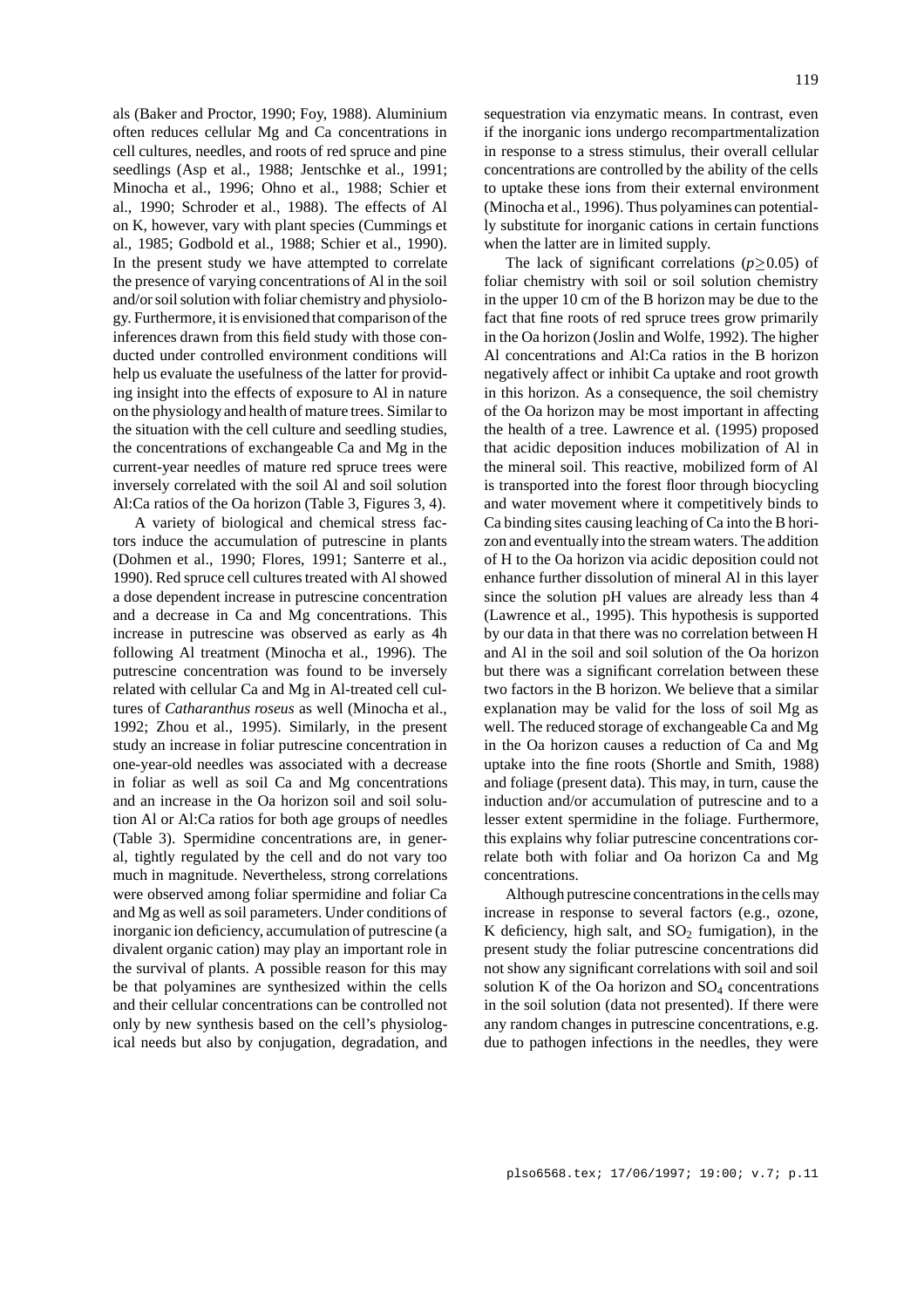als (Baker and Proctor, 1990; Foy, 1988). Aluminium often reduces cellular Mg and Ca concentrations in cell cultures, needles, and roots of red spruce and pine seedlings (Asp et al., 1988; Jentschke et al., 1991; Minocha et al., 1996; Ohno et al., 1988; Schier et al., 1990; Schroder et al., 1988). The effects of Al on K, however, vary with plant species (Cummings et al., 1985; Godbold et al., 1988; Schier et al., 1990). In the present study we have attempted to correlate the presence of varying concentrations of Al in the soil and/or soil solution with foliar chemistry and physiology. Furthermore, it is envisioned that comparison of the inferences drawn from this field study with those conducted under controlled environment conditions will help us evaluate the usefulness of the latter for providing insight into the effects of exposure to Al in nature on the physiology and health of mature trees. Similar to the situation with the cell culture and seedling studies, the concentrations of exchangeable Ca and Mg in the current-year needles of mature red spruce trees were inversely correlated with the soil Al and soil solution Al:Ca ratios of the Oa horizon (Table 3, Figures 3, 4).

A variety of biological and chemical stress factors induce the accumulation of putrescine in plants (Dohmen et al., 1990; Flores, 1991; Santerre et al., 1990). Red spruce cell cultures treated with Al showed a dose dependent increase in putrescine concentration and a decrease in Ca and Mg concentrations. This increase in putrescine was observed as early as 4h following Al treatment (Minocha et al., 1996). The putrescine concentration was found to be inversely related with cellular Ca and Mg in Al-treated cell cultures of *Catharanthus roseus* as well (Minocha et al., 1992; Zhou et al., 1995). Similarly, in the present study an increase in foliar putrescine concentration in one-year-old needles was associated with a decrease in foliar as well as soil Ca and Mg concentrations and an increase in the Oa horizon soil and soil solution Al or Al:Ca ratios for both age groups of needles (Table 3). Spermidine concentrations are, in general, tightly regulated by the cell and do not vary too much in magnitude. Nevertheless, strong correlations were observed among foliar spermidine and foliar Ca and Mg as well as soil parameters. Under conditions of inorganic ion deficiency, accumulation of putrescine (a divalent organic cation) may play an important role in the survival of plants. A possible reason for this may be that polyamines are synthesized within the cells and their cellular concentrations can be controlled not only by new synthesis based on the cell's physiological needs but also by conjugation, degradation, and sequestration via enzymatic means. In contrast, even if the inorganic ions undergo recompartmentalization in response to a stress stimulus, their overall cellular concentrations are controlled by the ability of the cells to uptake these ions from their external environment (Minocha et al., 1996). Thus polyamines can potentially substitute for inorganic cations in certain functions when the latter are in limited supply.

The lack of significant correlations ($p \geq 0.05$) of foliar chemistry with soil or soil solution chemistry in the upper 10 cm of the B horizon may be due to the fact that fine roots of red spruce trees grow primarily in the Oa horizon (Joslin and Wolfe, 1992). The higher Al concentrations and Al:Ca ratios in the B horizon negatively affect or inhibit Ca uptake and root growth in this horizon. As a consequence, the soil chemistry of the Oa horizon may be most important in affecting the health of a tree. Lawrence et al. (1995) proposed that acidic deposition induces mobilization of Al in the mineral soil. This reactive, mobilized form of Al is transported into the forest floor through biocycling and water movement where it competitively binds to Ca binding sites causing leaching of Ca into the B horizon and eventually into the stream waters. The addition of H to the Oa horizon via acidic deposition could not enhance further dissolution of mineral Al in this layer since the solution pH values are already less than 4 (Lawrence et al., 1995). This hypothesis is supported by our data in that there was no correlation between H and Al in the soil and soil solution of the Oa horizon but there was a significant correlation between these two factors in the B horizon. We believe that a similar explanation may be valid for the loss of soil Mg as well. The reduced storage of exchangeable Ca and Mg in the Oa horizon causes a reduction of Ca and Mg uptake into the fine roots (Shortle and Smith, 1988) and foliage (present data). This may, in turn, cause the induction and/or accumulation of putrescine and to a lesser extent spermidine in the foliage. Furthermore, this explains why foliar putrescine concentrations correlate both with foliar and Oa horizon Ca and Mg concentrations.

Although putrescine concentrations in the cells may increase in response to several factors (e.g., ozone, K deficiency, high salt, and $SO_2$ fumigation), in the present study the foliar putrescine concentrations did not show any significant correlations with soil and soil solution K of the Oa horizon and $SO_4$ concentrations in the soil solution (data not presented). If there were any random changes in putrescine concentrations, e.g. due to pathogen infections in the needles, they were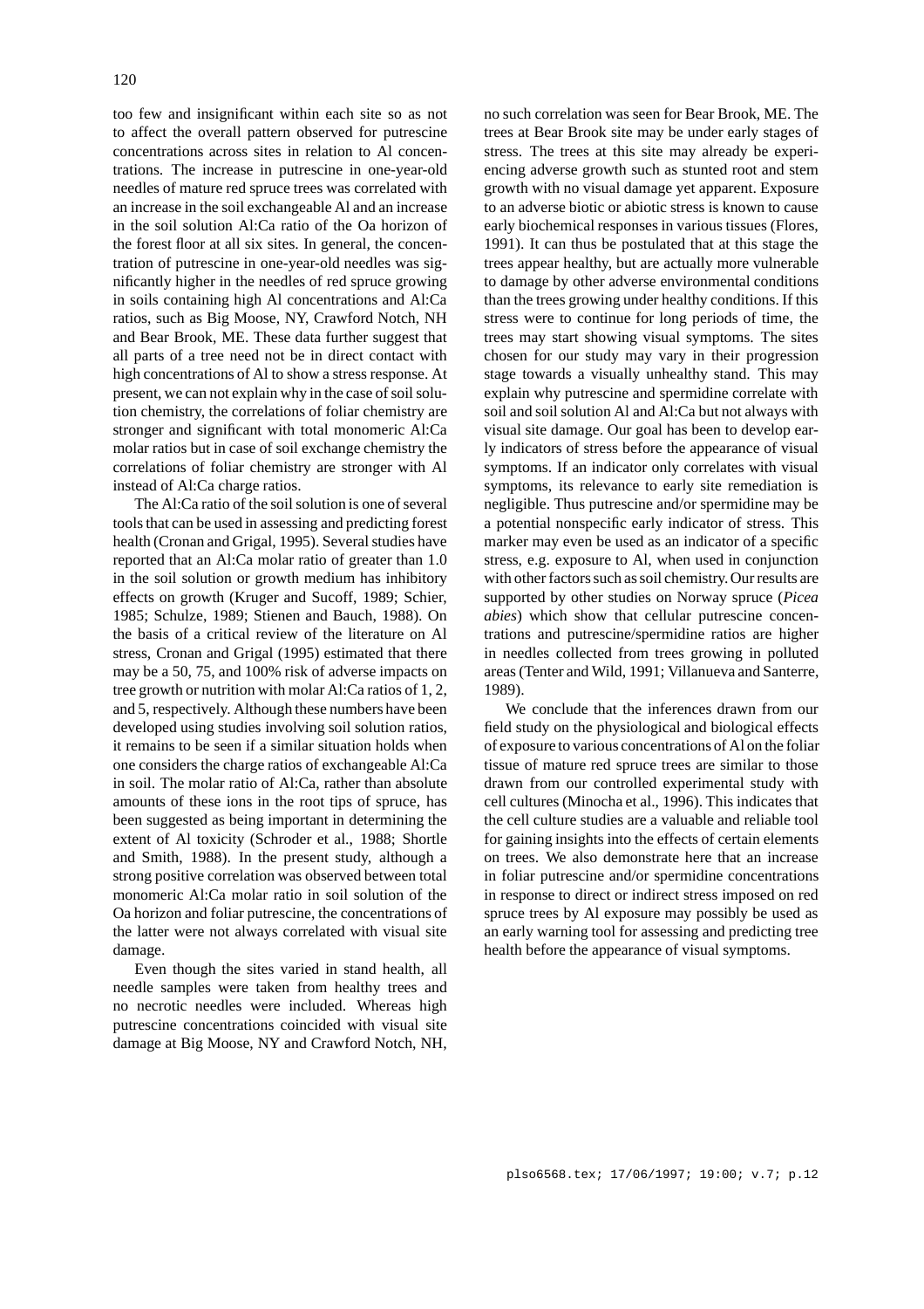too few and insignificant within each site so as not to affect the overall pattern observed for putrescine concentrations across sites in relation to Al concentrations. The increase in putrescine in one-year-old needles of mature red spruce trees was correlated with an increase in the soil exchangeable Al and an increase in the soil solution Al:Ca ratio of the Oa horizon of the forest floor at all six sites. In general, the concentration of putrescine in one-year-old needles was significantly higher in the needles of red spruce growing in soils containing high Al concentrations and Al:Ca ratios, such as Big Moose, NY, Crawford Notch, NH and Bear Brook, ME. These data further suggest that all parts of a tree need not be in direct contact with high concentrations of Al to show a stress response. At present, we can not explain why in the case of soil solution chemistry, the correlations of foliar chemistry are stronger and significant with total monomeric Al:Ca molar ratios but in case of soil exchange chemistry the correlations of foliar chemistry are stronger with Al instead of Al:Ca charge ratios.

The Al:Ca ratio of the soil solution is one of several tools that can be used in assessing and predicting forest health (Cronan and Grigal, 1995). Several studies have reported that an Al:Ca molar ratio of greater than 1.0 in the soil solution or growth medium has inhibitory effects on growth (Kruger and Sucoff, 1989; Schier, 1985; Schulze, 1989; Stienen and Bauch, 1988). On the basis of a critical review of the literature on Al stress, Cronan and Grigal (1995) estimated that there may be a 50, 75, and 100% risk of adverse impacts on tree growth or nutrition with molar Al:Ca ratios of 1, 2, and 5, respectively. Although these numbers have been developed using studies involving soil solution ratios, it remains to be seen if a similar situation holds when one considers the charge ratios of exchangeable Al:Ca in soil. The molar ratio of Al:Ca, rather than absolute amounts of these ions in the root tips of spruce, has been suggested as being important in determining the extent of Al toxicity (Schroder et al., 1988; Shortle and Smith, 1988). In the present study, although a strong positive correlation was observed between total monomeric Al:Ca molar ratio in soil solution of the Oa horizon and foliar putrescine, the concentrations of the latter were not always correlated with visual site damage.

Even though the sites varied in stand health, all needle samples were taken from healthy trees and no necrotic needles were included. Whereas high putrescine concentrations coincided with visual site damage at Big Moose, NY and Crawford Notch, NH, no such correlation was seen for Bear Brook, ME. The trees at Bear Brook site may be under early stages of stress. The trees at this site may already be experiencing adverse growth such as stunted root and stem growth with no visual damage yet apparent. Exposure to an adverse biotic or abiotic stress is known to cause early biochemical responses in various tissues (Flores, 1991). It can thus be postulated that at this stage the trees appear healthy, but are actually more vulnerable to damage by other adverse environmental conditions than the trees growing under healthy conditions. If this stress were to continue for long periods of time, the trees may start showing visual symptoms. The sites chosen for our study may vary in their progression stage towards a visually unhealthy stand. This may explain why putrescine and spermidine correlate with soil and soil solution Al and Al:Ca but not always with visual site damage. Our goal has been to develop early indicators of stress before the appearance of visual symptoms. If an indicator only correlates with visual symptoms, its relevance to early site remediation is negligible. Thus putrescine and/or spermidine may be a potential nonspecific early indicator of stress. This marker may even be used as an indicator of a specific stress, e.g. exposure to Al, when used in conjunction with other factors such as soil chemistry. Our results are supported by other studies on Norway spruce (*Picea abies*) which show that cellular putrescine concentrations and putrescine/spermidine ratios are higher in needles collected from trees growing in polluted areas (Tenter and Wild, 1991; Villanueva and Santerre, 1989).

We conclude that the inferences drawn from our field study on the physiological and biological effects of exposure to various concentrations of Al on the foliar tissue of mature red spruce trees are similar to those drawn from our controlled experimental study with cell cultures (Minocha et al., 1996). This indicates that the cell culture studies are a valuable and reliable tool for gaining insights into the effects of certain elements on trees. We also demonstrate here that an increase in foliar putrescine and/or spermidine concentrations in response to direct or indirect stress imposed on red spruce trees by Al exposure may possibly be used as an early warning tool for assessing and predicting tree health before the appearance of visual symptoms.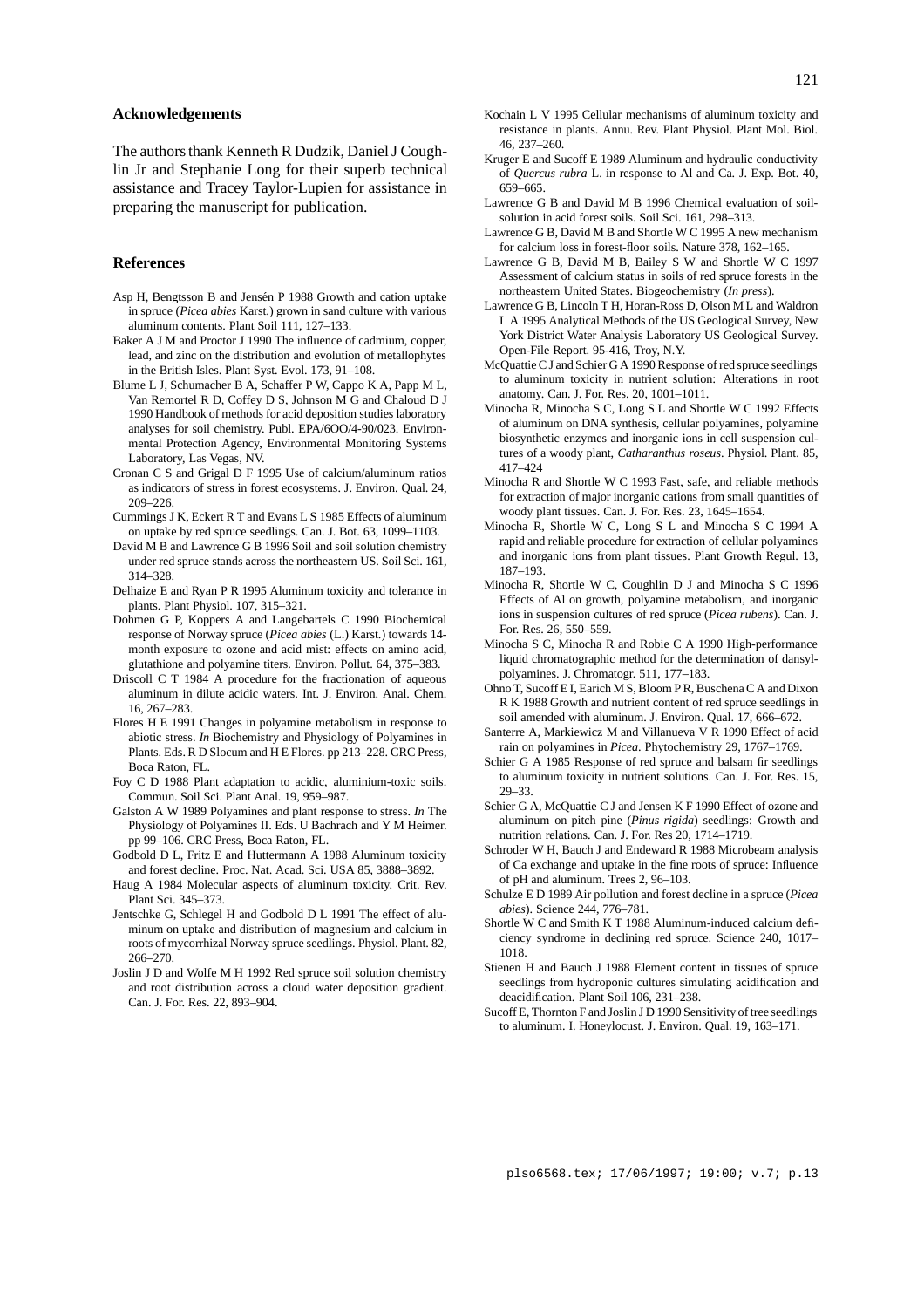## Acknowledgements

The authors thank Kenneth R Dudzik, Daniel J Coughlin Jr and Stephanie Long for their superb technical assistance and Tracey Taylor-Lupien for assistance in preparing the manuscript for publication.

## References

Asp H, Bengtsson B and Jensén P 1988 Growth and cation uptake in spruce (*Picea abies* Karst.) grown in sand culture with various aluminum contents. Plant Soil 111, 127–133.

Baker A J M and Proctor J 1990 The influence of cadmium, copper, lead, and zinc on the distribution and evolution of metallophytes in the British Isles. Plant Syst. Evol. 173, 91–108.

Blume L J, Schumacher B A, Schaffer P W, Cappo K A, Papp M L, Van Remortel R D, Coffey D S, Johnson M G and Chaloud D J 1990 Handbook of methods for acid deposition studies laboratory analyses for soil chemistry. Publ. EPA/6OO/4-90/023. Environmental Protection Agency, Environmental Monitoring Systems Laboratory, Las Vegas, NV.

Cronan C S and Grigal D F 1995 Use of calcium/aluminum ratios as indicators of stress in forest ecosystems. J. Environ. Qual. 24, 209–226.

Cummings J K, Eckert R T and Evans L S 1985 Effects of aluminum on uptake by red spruce seedlings. Can. J. Bot. 63, 1099–1103.

David M B and Lawrence G B 1996 Soil and soil solution chemistry under red spruce stands across the northeastern US. Soil Sci. 161, 314–328.

Delhaize E and Ryan P R 1995 Aluminum toxicity and tolerance in plants. Plant Physiol. 107, 315–321.

Dohmen G P, Koppers A and Langebartels C 1990 Biochemical response of Norway spruce (*Picea abies* (L.) Karst.) towards 14-month exposure to ozone and acid mist: effects on amino acid, glutathione and polyamine titers. Environ. Pollut. 64, 375–383.

Driscoll C T 1984 A procedure for the fractionation of aqueous aluminum in dilute acidic waters. Int. J. Environ. Anal. Chem. 16, 267–283.

Flores H E 1991 Changes in polyamine metabolism in response to abiotic stress. *In* Biochemistry and Physiology of Polyamines in Plants. Eds. R D Slocum and H E Flores. pp 213–228. CRC Press, Boca Raton, FL.

Foy C D 1988 Plant adaptation to acidic, aluminium-toxic soils. Commun. Soil Sci. Plant Anal. 19, 959–987.

Galston A W 1989 Polyamines and plant response to stress. *In* The Physiology of Polyamines II. Eds. U Bachrach and Y M Heimer. pp 99–106. CRC Press, Boca Raton, FL.

Godbold D L, Fritz E and Huttermann A 1988 Aluminum toxicity and forest decline. Proc. Nat. Acad. Sci. USA 85, 3888–3892.

Haug A 1984 Molecular aspects of aluminum toxicity. Crit. Rev. Plant Sci. 345–373.

Jentschke G, Schlegel H and Godbold D L 1991 The effect of aluminum on uptake and distribution of magnesium and calcium in roots of mycorrhizal Norway spruce seedlings. Physiol. Plant. 82, 266–270.

Joslin J D and Wolfe M H 1992 Red spruce soil solution chemistry and root distribution across a cloud water deposition gradient. Can. J. For. Res. 22, 893–904.

Kochain L V 1995 Cellular mechanisms of aluminum toxicity and resistance in plants. Annu. Rev. Plant Physiol. Plant Mol. Biol. 46, 237–260.

Kruger E and Sucoff E 1989 Aluminum and hydraulic conductivity of *Quercus rubra* L. in response to Al and Ca. J. Exp. Bot. 40, 659–665.

Lawrence G B and David M B 1996 Chemical evaluation of soil-solution in acid forest soils. Soil Sci. 161, 298–313.

Lawrence G B, David M B and Shortle W C 1995 A new mechanism for calcium loss in forest-floor soils. Nature 378, 162–165.

Lawrence G B, David M B, Bailey S W and Shortle W C 1997 Assessment of calcium status in soils of red spruce forests in the northeastern United States. Biogeochemistry (*In press*).

Lawrence G B, Lincoln T H, Horan-Ross D, Olson M L and Waldron L A 1995 Analytical Methods of the US Geological Survey, New York District Water Analysis Laboratory US Geological Survey. Open-File Report. 95-416, Troy, N.Y.

McQuattie C J and Schier G A 1990 Response of red spruce seedlings to aluminum toxicity in nutrient solution: Alterations in root anatomy. Can. J. For. Res. 20, 1001–1011.

Minocha R, Minocha S C, Long S L and Shortle W C 1992 Effects of aluminum on DNA synthesis, cellular polyamines, polyamine biosynthetic enzymes and inorganic ions in cell suspension cultures of a woody plant, *Catharanthus roseus*. Physiol. Plant. 85, 417–424

Minocha R and Shortle W C 1993 Fast, safe, and reliable methods for extraction of major inorganic cations from small quantities of woody plant tissues. Can. J. For. Res. 23, 1645–1654.

Minocha R, Shortle W C, Long S L and Minocha S C 1994 A rapid and reliable procedure for extraction of cellular polyamines and inorganic ions from plant tissues. Plant Growth Regul. 13, 187–193.

Minocha R, Shortle W C, Coughlin D J and Minocha S C 1996 Effects of Al on growth, polyamine metabolism, and inorganic ions in suspension cultures of red spruce (*Picea rubens*). Can. J. For. Res. 26, 550–559.

Minocha S C, Minocha R and Robie C A 1990 High-performance liquid chromatographic method for the determination of dansyl-polyamines. J. Chromatogr. 511, 177–183.

Ohno T, Sucoff E I, Earich M S, Bloom P R, Buschena C A and Dixon R K 1988 Growth and nutrient content of red spruce seedlings in soil amended with aluminum. J. Environ. Qual. 17, 666–672.

Santerre A, Markiewicz M and Villanueva V R 1990 Effect of acid rain on polyamines in *Picea*. Phytochemistry 29, 1767–1769.

Schier G A 1985 Response of red spruce and balsam fir seedlings to aluminum toxicity in nutrient solutions. Can. J. For. Res. 15, 29–33.

Schier G A, McQuattie C J and Jensen K F 1990 Effect of ozone and aluminum on pitch pine (*Pinus rigida*) seedlings: Growth and nutrition relations. Can. J. For. Res 20, 1714–1719.

Schroder W H, Bauch J and Endeward R 1988 Microbeam analysis of Ca exchange and uptake in the fine roots of spruce: Influence of pH and aluminum. Trees 2, 96–103.

Schulze E D 1989 Air pollution and forest decline in a spruce (*Picea abies*). Science 244, 776–781.

Shortle W C and Smith K T 1988 Aluminum-induced calcium deficiency syndrome in declining red spruce. Science 240, 1017–1018.

Stienen H and Bauch J 1988 Element content in tissues of spruce seedlings from hydroponic cultures simulating acidification and deacidification. Plant Soil 106, 231–238.

Sucoff E, Thornton F and Joslin J D 1990 Sensitivity of tree seedlings to aluminum. I. Honeylocust. J. Environ. Qual. 19, 163–171.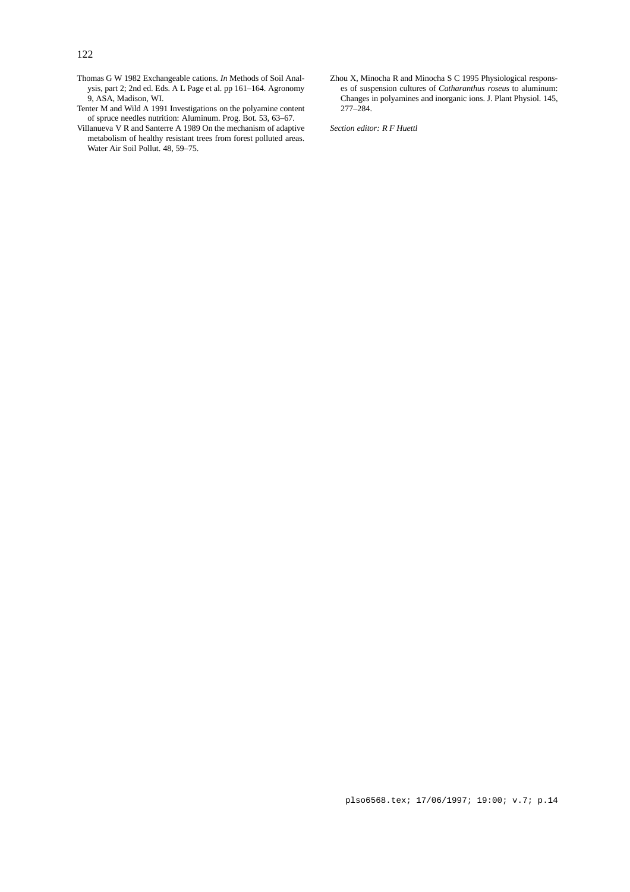Thomas G W 1982 Exchangeable cations. *In* Methods of Soil Analysis, part 2; 2nd ed. Eds. A L Page et al. pp 161–164. Agronomy 9, ASA, Madison, WI.

Tenter M and Wild A 1991 Investigations on the polyamine content of spruce needles nutrition: Aluminum. Prog. Bot. 53, 63–67.

Villanueva V R and Santerre A 1989 On the mechanism of adaptive metabolism of healthy resistant trees from forest polluted areas. Water Air Soil Pollut. 48, 59–75.

Zhou X, Minocha R and Minocha S C 1995 Physiological responses of suspension cultures of *Catharanthus roseus* to aluminum: Changes in polyamines and inorganic ions. J. Plant Physiol. 145, 277–284.

*Section editor: R F Huettl*